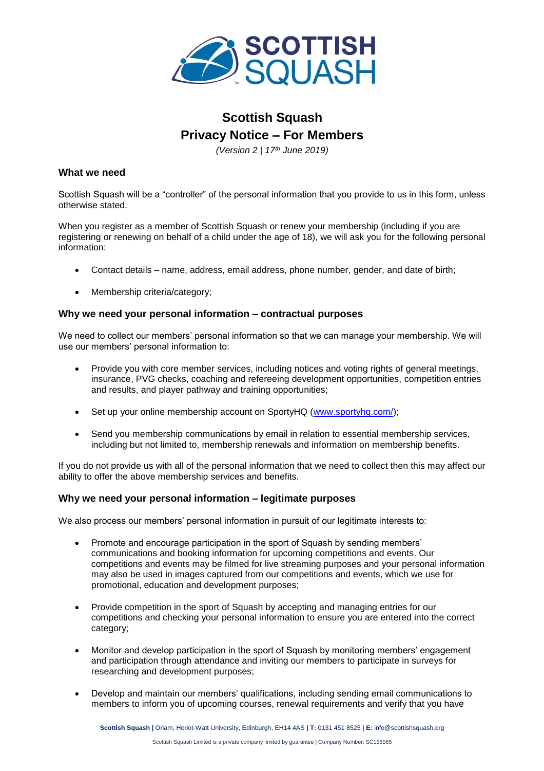# Scottish Squash

# Privacy Notice – For Members

*(Version 2 | 17th June 2019)*

## What we need

Scottish Squash will be a "controller" of the personal information that you provide to us in this form, unless otherwise stated.

When you register as a member of Scottish Squash or renew your membership (including if you are registering or renewing on behalf of a child under the age of 18), we will ask you for the following personal information:

- Contact details – name, address, email address, phone number, gender, and date of birth;
- Membership criteria/category;

## Why we need your personal information – contractual purposes

We need to collect our members' personal information so that we can manage your membership. We will use our members' personal information to:

- Provide you with core member services, including notices and voting rights of general meetings, insurance, PVG checks, coaching and refereeing development opportunities, competition entries and results, and player pathway and training opportunities;
- Set up your online membership account on SportyHQ (www.sportyhq.com/);
- Send you membership communications by email in relation to essential membership services, including but not limited to, membership renewals and information on membership benefits.

If you do not provide us with all of the personal information that we need to collect then this may affect our ability to offer the above membership services and benefits.

## Why we need your personal information – legitimate purposes

We also process our members' personal information in pursuit of our legitimate interests to:

- Promote and encourage participation in the sport of Squash by sending members' communications and booking information for upcoming competitions and events. Our competitions and events may be filmed for live streaming purposes and your personal information may also be used in images captured from our competitions and events, which we use for promotional, education and development purposes;
- Provide competition in the sport of Squash by accepting and managing entries for our competitions and checking your personal information to ensure you are entered into the correct category;
- Monitor and develop participation in the sport of Squash by monitoring members' engagement and participation through attendance and inviting our members to participate in surveys for researching and development purposes;
- Develop and maintain our members' qualifications, including sending email communications to members to inform you of upcoming courses, renewal requirements and verify that you have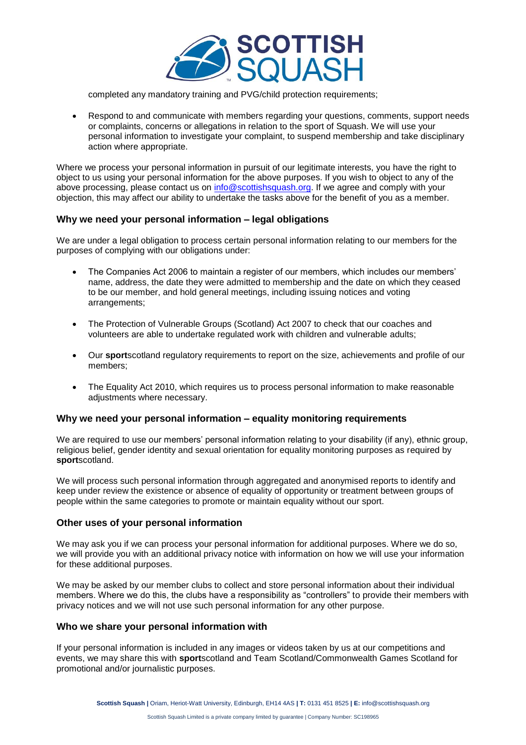completed any mandatory training and PVG/child protection requirements;

- Respond to and communicate with members regarding your questions, comments, support needs or complaints, concerns or allegations in relation to the sport of Squash. We will use your personal information to investigate your complaint, to suspend membership and take disciplinary action where appropriate.

Where we process your personal information in pursuit of our legitimate interests, you have the right to object to us using your personal information for the above purposes. If you wish to object to any of the above processing, please contact us on info@scottishsquash.org. If we agree and comply with your objection, this may affect our ability to undertake the tasks above for the benefit of you as a member.

### Why we need your personal information – legal obligations

We are under a legal obligation to process certain personal information relating to our members for the purposes of complying with our obligations under:

- The Companies Act 2006 to maintain a register of our members, which includes our members' name, address, the date they were admitted to membership and the date on which they ceased to be our member, and hold general meetings, including issuing notices and voting arrangements;

- The Protection of Vulnerable Groups (Scotland) Act 2007 to check that our coaches and volunteers are able to undertake regulated work with children and vulnerable adults;

- Our **sport**scotland regulatory requirements to report on the size, achievements and profile of our members;

- The Equality Act 2010, which requires us to process personal information to make reasonable adjustments where necessary.

### Why we need your personal information – equality monitoring requirements

We are required to use our members' personal information relating to your disability (if any), ethnic group, religious belief, gender identity and sexual orientation for equality monitoring purposes as required by **sport**scotland.

We will process such personal information through aggregated and anonymised reports to identify and keep under review the existence or absence of equality of opportunity or treatment between groups of people within the same categories to promote or maintain equality without our sport.

### Other uses of your personal information

We may ask you if we can process your personal information for additional purposes. Where we do so, we will provide you with an additional privacy notice with information on how we will use your information for these additional purposes.

We may be asked by our member clubs to collect and store personal information about their individual members. Where we do this, the clubs have a responsibility as "controllers" to provide their members with privacy notices and we will not use such personal information for any other purpose.

### Who we share your personal information with

If your personal information is included in any images or videos taken by us at our competitions and events, we may share this with **sport**scotland and Team Scotland/Commonwealth Games Scotland for promotional and/or journalistic purposes.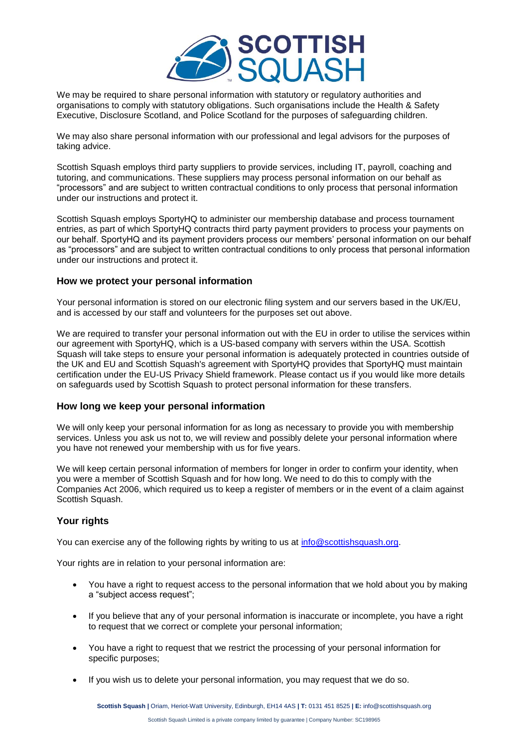We may be required to share personal information with statutory or regulatory authorities and organisations to comply with statutory obligations. Such organisations include the Health & Safety Executive, Disclosure Scotland, and Police Scotland for the purposes of safeguarding children.

We may also share personal information with our professional and legal advisors for the purposes of taking advice.

Scottish Squash employs third party suppliers to provide services, including IT, payroll, coaching and tutoring, and communications. These suppliers may process personal information on our behalf as "processors" and are subject to written contractual conditions to only process that personal information under our instructions and protect it.

Scottish Squash employs SportyHQ to administer our membership database and process tournament entries, as part of which SportyHQ contracts third party payment providers to process your payments on our behalf. SportyHQ and its payment providers process our members' personal information on our behalf as "processors" and are subject to written contractual conditions to only process that personal information under our instructions and protect it.

### How we protect your personal information

Your personal information is stored on our electronic filing system and our servers based in the UK/EU, and is accessed by our staff and volunteers for the purposes set out above.

We are required to transfer your personal information out with the EU in order to utilise the services within our agreement with SportyHQ, which is a US-based company with servers within the USA. Scottish Squash will take steps to ensure your personal information is adequately protected in countries outside of the UK and EU and Scottish Squash's agreement with SportyHQ provides that SportyHQ must maintain certification under the EU-US Privacy Shield framework. Please contact us if you would like more details on safeguards used by Scottish Squash to protect personal information for these transfers.

### How long we keep your personal information

We will only keep your personal information for as long as necessary to provide you with membership services. Unless you ask us not to, we will review and possibly delete your personal information where you have not renewed your membership with us for five years.

We will keep certain personal information of members for longer in order to confirm your identity, when you were a member of Scottish Squash and for how long. We need to do this to comply with the Companies Act 2006, which required us to keep a register of members or in the event of a claim against Scottish Squash.

### Your rights

You can exercise any of the following rights by writing to us at info@scottishsquash.org.

Your rights are in relation to your personal information are:

- You have a right to request access to the personal information that we hold about you by making a "subject access request";
- If you believe that any of your personal information is inaccurate or incomplete, you have a right to request that we correct or complete your personal information;
- You have a right to request that we restrict the processing of your personal information for specific purposes;
- If you wish us to delete your personal information, you may request that we do so.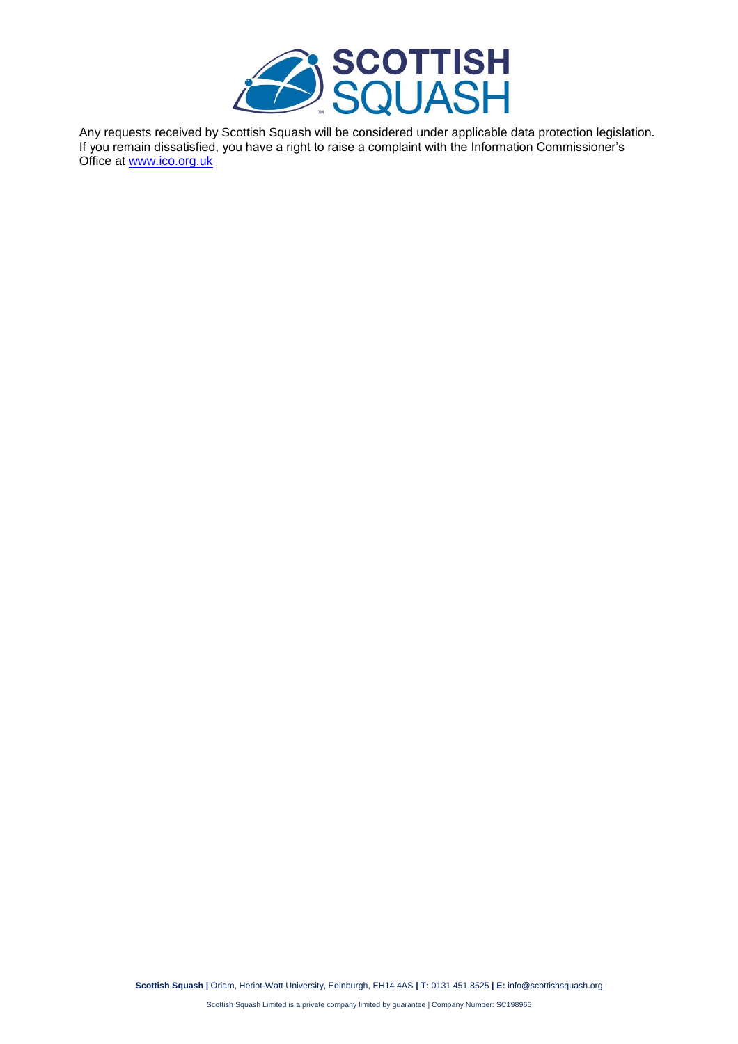Any requests received by Scottish Squash will be considered under applicable data protection legislation. If you remain dissatisfied, you have a right to raise a complaint with the Information Commissioner's Office at [www.ico.org.uk](http://www.ico.org.uk)